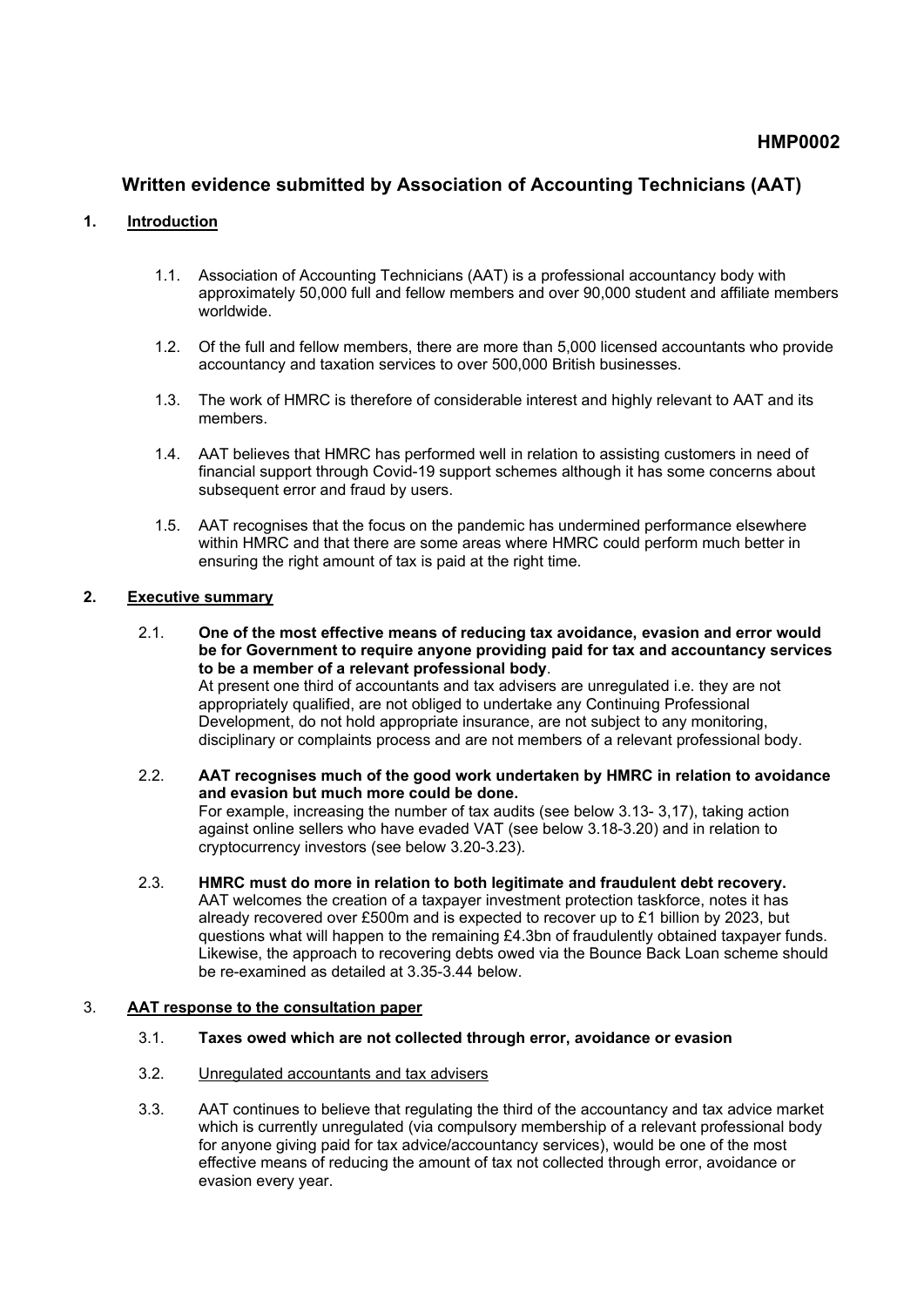**HMP0002**

# Written evidence submitted by Association of Accounting Technicians (AAT)

## 1. Introduction

1.1. Association of Accounting Technicians (AAT) is a professional accountancy body with approximately 50,000 full and fellow members and over 90,000 student and affiliate members worldwide.

1.2. Of the full and fellow members, there are more than 5,000 licensed accountants who provide accountancy and taxation services to over 500,000 British businesses.

1.3. The work of HMRC is therefore of considerable interest and highly relevant to AAT and its members.

1.4. AAT believes that HMRC has performed well in relation to assisting customers in need of financial support through Covid-19 support schemes although it has some concerns about subsequent error and fraud by users.

1.5. AAT recognises that the focus on the pandemic has undermined performance elsewhere within HMRC and that there are some areas where HMRC could perform much better in ensuring the right amount of tax is paid at the right time.

## 2. Executive summary

2.1. **One of the most effective means of reducing tax avoidance, evasion and error would be for Government to require anyone providing paid for tax and accountancy services to be a member of a relevant professional body**.
At present one third of accountants and tax advisers are unregulated i.e. they are not appropriately qualified, are not obliged to undertake any Continuing Professional Development, do not hold appropriate insurance, are not subject to any monitoring, disciplinary or complaints process and are not members of a relevant professional body.

2.2. **AAT recognises much of the good work undertaken by HMRC in relation to avoidance and evasion but much more could be done.**
For example, increasing the number of tax audits (see below 3.13- 3,17), taking action against online sellers who have evaded VAT (see below 3.18-3.20) and in relation to cryptocurrency investors (see below 3.20-3.23).

2.3. **HMRC must do more in relation to both legitimate and fraudulent debt recovery.**
AAT welcomes the creation of a taxpayer investment protection taskforce, notes it has already recovered over £500m and is expected to recover up to £1 billion by 2023, but questions what will happen to the remaining £4.3bn of fraudulently obtained taxpayer funds. Likewise, the approach to recovering debts owed via the Bounce Back Loan scheme should be re-examined as detailed at 3.35-3.44 below.

## 3. AAT response to the consultation paper

3.1. **Taxes owed which are not collected through error, avoidance or evasion**

3.2. Unregulated accountants and tax advisers

3.3. AAT continues to believe that regulating the third of the accountancy and tax advice market which is currently unregulated (via compulsory membership of a relevant professional body for anyone giving paid for tax advice/accountancy services), would be one of the most effective means of reducing the amount of tax not collected through error, avoidance or evasion every year.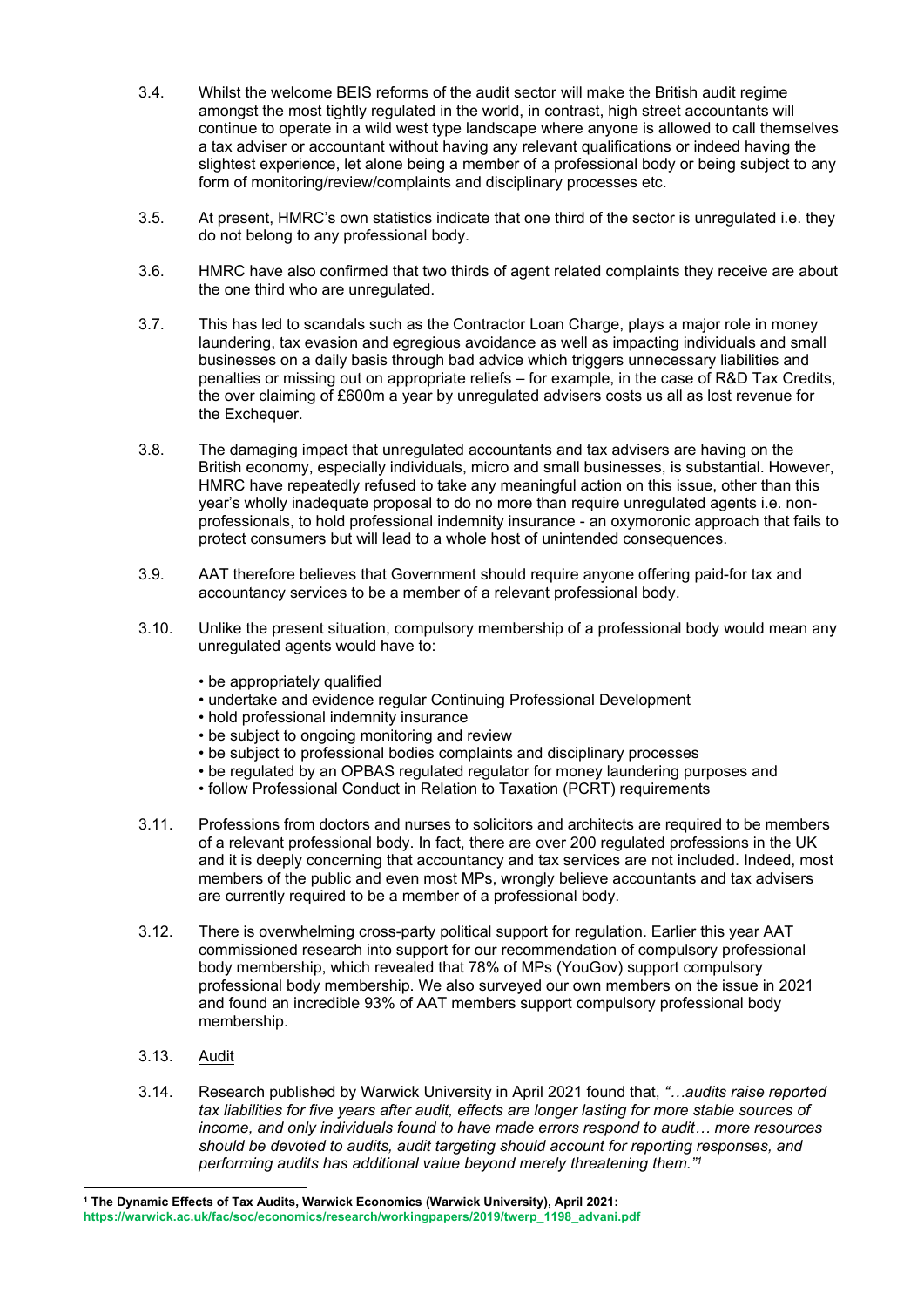3.4. Whilst the welcome BEIS reforms of the audit sector will make the British audit regime amongst the most tightly regulated in the world, in contrast, high street accountants will continue to operate in a wild west type landscape where anyone is allowed to call themselves a tax adviser or accountant without having any relevant qualifications or indeed having the slightest experience, let alone being a member of a professional body or being subject to any form of monitoring/review/complaints and disciplinary processes etc.

3.5. At present, HMRC's own statistics indicate that one third of the sector is unregulated i.e. they do not belong to any professional body.

3.6. HMRC have also confirmed that two thirds of agent related complaints they receive are about the one third who are unregulated.

3.7. This has led to scandals such as the Contractor Loan Charge, plays a major role in money laundering, tax evasion and egregious avoidance as well as impacting individuals and small businesses on a daily basis through bad advice which triggers unnecessary liabilities and penalties or missing out on appropriate reliefs – for example, in the case of R&D Tax Credits, the over claiming of £600m a year by unregulated advisers costs us all as lost revenue for the Exchequer.

3.8. The damaging impact that unregulated accountants and tax advisers are having on the British economy, especially individuals, micro and small businesses, is substantial. However, HMRC have repeatedly refused to take any meaningful action on this issue, other than this year's wholly inadequate proposal to do no more than require unregulated agents i.e. non-professionals, to hold professional indemnity insurance - an oxymoronic approach that fails to protect consumers but will lead to a whole host of unintended consequences.

3.9. AAT therefore believes that Government should require anyone offering paid-for tax and accountancy services to be a member of a relevant professional body.

3.10. Unlike the present situation, compulsory membership of a professional body would mean any unregulated agents would have to:

- be appropriately qualified
- undertake and evidence regular Continuing Professional Development
- hold professional indemnity insurance
- be subject to ongoing monitoring and review
- be subject to professional bodies complaints and disciplinary processes
- be regulated by an OPBAS regulated regulator for money laundering purposes and
- follow Professional Conduct in Relation to Taxation (PCRT) requirements

3.11. Professions from doctors and nurses to solicitors and architects are required to be members of a relevant professional body. In fact, there are over 200 regulated professions in the UK and it is deeply concerning that accountancy and tax services are not included. Indeed, most members of the public and even most MPs, wrongly believe accountants and tax advisers are currently required to be a member of a professional body.

3.12. There is overwhelming cross-party political support for regulation. Earlier this year AAT commissioned research into support for our recommendation of compulsory professional body membership, which revealed that 78% of MPs (YouGov) support compulsory professional body membership. We also surveyed our own members on the issue in 2021 and found an incredible 93% of AAT members support compulsory professional body membership.

3.13. <u>Audit</u>

3.14. Research published by Warwick University in April 2021 found that, *"…audits raise reported tax liabilities for five years after audit, effects are longer lasting for more stable sources of income, and only individuals found to have made errors respond to audit… more resources should be devoted to audits, audit targeting should account for reporting responses, and performing audits has additional value beyond merely threatening them."*[1]

---

[1] **The Dynamic Effects of Tax Audits, Warwick Economics (Warwick University), April 2021:** **https://warwick.ac.uk/fac/soc/economics/research/workingpapers/2019/twerp_1198_advani.pdf**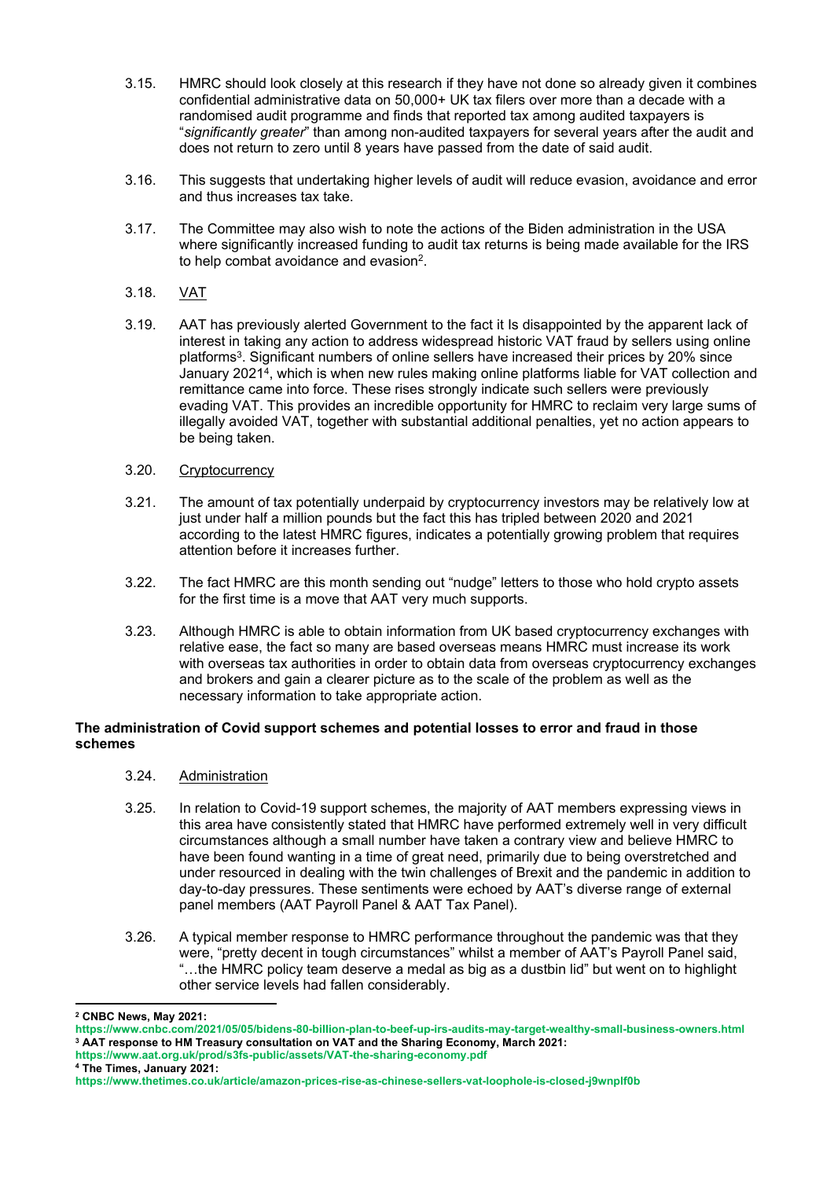3.15. HMRC should look closely at this research if they have not done so already given it combines confidential administrative data on 50,000+ UK tax filers over more than a decade with a randomised audit programme and finds that reported tax among audited taxpayers is "*significantly greater*" than among non-audited taxpayers for several years after the audit and does not return to zero until 8 years have passed from the date of said audit.

3.16. This suggests that undertaking higher levels of audit will reduce evasion, avoidance and error and thus increases tax take.

3.17. The Committee may also wish to note the actions of the Biden administration in the USA where significantly increased funding to audit tax returns is being made available for the IRS to help combat avoidance and evasion[2].

3.18. <u>VAT</u>

3.19. AAT has previously alerted Government to the fact it Is disappointed by the apparent lack of interest in taking any action to address widespread historic VAT fraud by sellers using online platforms[3]. Significant numbers of online sellers have increased their prices by 20% since January 2021[4], which is when new rules making online platforms liable for VAT collection and remittance came into force. These rises strongly indicate such sellers were previously evading VAT. This provides an incredible opportunity for HMRC to reclaim very large sums of illegally avoided VAT, together with substantial additional penalties, yet no action appears to be being taken.

3.20. <u>Cryptocurrency</u>

3.21. The amount of tax potentially underpaid by cryptocurrency investors may be relatively low at just under half a million pounds but the fact this has tripled between 2020 and 2021 according to the latest HMRC figures, indicates a potentially growing problem that requires attention before it increases further.

3.22. The fact HMRC are this month sending out "nudge" letters to those who hold crypto assets for the first time is a move that AAT very much supports.

3.23. Although HMRC is able to obtain information from UK based cryptocurrency exchanges with relative ease, the fact so many are based overseas means HMRC must increase its work with overseas tax authorities in order to obtain data from overseas cryptocurrency exchanges and brokers and gain a clearer picture as to the scale of the problem as well as the necessary information to take appropriate action.

**The administration of Covid support schemes and potential losses to error and fraud in those schemes**

3.24. <u>Administration</u>

3.25. In relation to Covid-19 support schemes, the majority of AAT members expressing views in this area have consistently stated that HMRC have performed extremely well in very difficult circumstances although a small number have taken a contrary view and believe HMRC to have been found wanting in a time of great need, primarily due to being overstretched and under resourced in dealing with the twin challenges of Brexit and the pandemic in addition to day-to-day pressures. These sentiments were echoed by AAT's diverse range of external panel members (AAT Payroll Panel & AAT Tax Panel).

3.26. A typical member response to HMRC performance throughout the pandemic was that they were, "pretty decent in tough circumstances" whilst a member of AAT's Payroll Panel said, "…the HMRC policy team deserve a medal as big as a dustbin lid" but went on to highlight other service levels had fallen considerably.

---

[2] **CNBC News, May 2021:**
**https://www.cnbc.com/2021/05/05/bidens-80-billion-plan-to-beef-up-irs-audits-may-target-wealthy-small-business-owners.html**

[3] **AAT response to HM Treasury consultation on VAT and the Sharing Economy, March 2021:**
**https://www.aat.org.uk/prod/s3fs-public/assets/VAT-the-sharing-economy.pdf**

[4] **The Times, January 2021:**
**https://www.thetimes.co.uk/article/amazon-prices-rise-as-chinese-sellers-vat-loophole-is-closed-j9wnplf0b**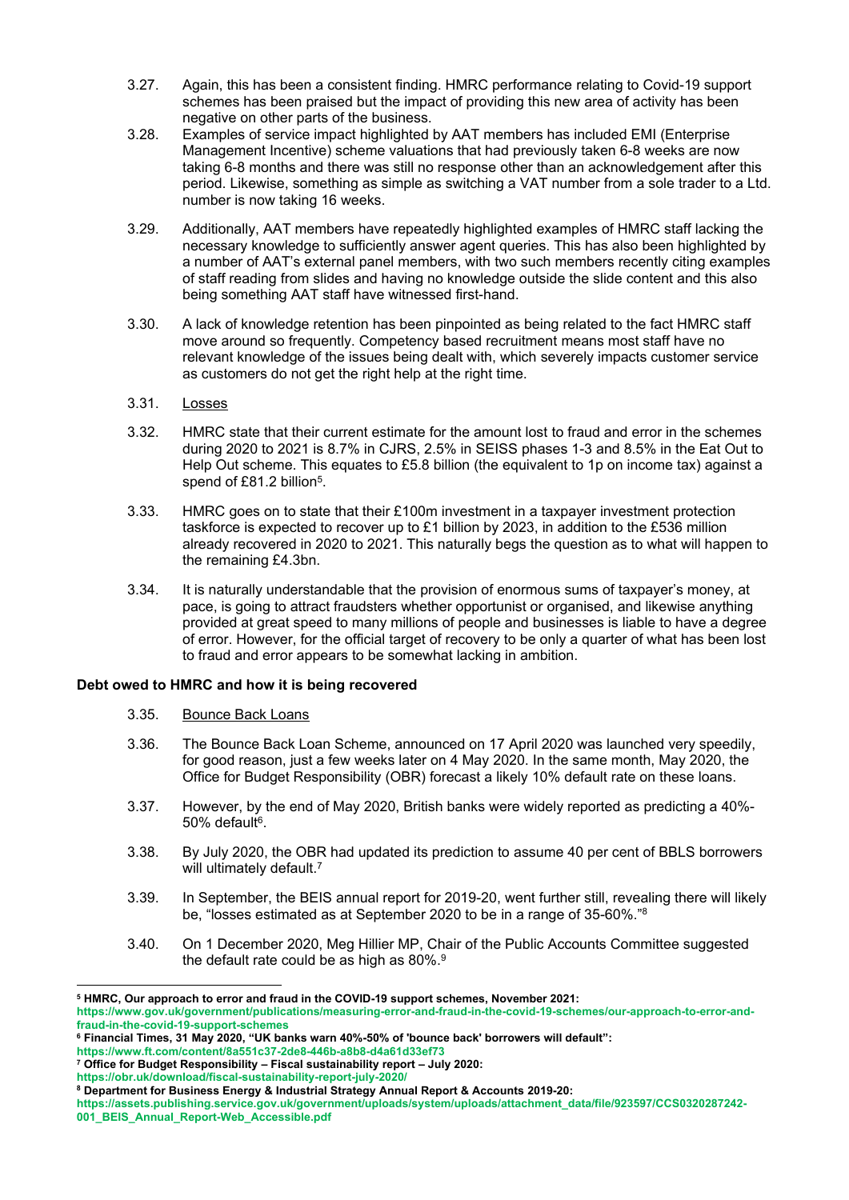3.27. Again, this has been a consistent finding. HMRC performance relating to Covid-19 support schemes has been praised but the impact of providing this new area of activity has been negative on other parts of the business.

3.28. Examples of service impact highlighted by AAT members has included EMI (Enterprise Management Incentive) scheme valuations that had previously taken 6-8 weeks are now taking 6-8 months and there was still no response other than an acknowledgement after this period. Likewise, something as simple as switching a VAT number from a sole trader to a Ltd. number is now taking 16 weeks.

3.29. Additionally, AAT members have repeatedly highlighted examples of HMRC staff lacking the necessary knowledge to sufficiently answer agent queries. This has also been highlighted by a number of AAT's external panel members, with two such members recently citing examples of staff reading from slides and having no knowledge outside the slide content and this also being something AAT staff have witnessed first-hand.

3.30. A lack of knowledge retention has been pinpointed as being related to the fact HMRC staff move around so frequently. Competency based recruitment means most staff have no relevant knowledge of the issues being dealt with, which severely impacts customer service as customers do not get the right help at the right time.

3.31. Losses

3.32. HMRC state that their current estimate for the amount lost to fraud and error in the schemes during 2020 to 2021 is 8.7% in CJRS, 2.5% in SEISS phases 1-3 and 8.5% in the Eat Out to Help Out scheme. This equates to £5.8 billion (the equivalent to 1p on income tax) against a spend of £81.2 billion[5].

3.33. HMRC goes on to state that their £100m investment in a taxpayer investment protection taskforce is expected to recover up to £1 billion by 2023, in addition to the £536 million already recovered in 2020 to 2021. This naturally begs the question as to what will happen to the remaining £4.3bn.

3.34. It is naturally understandable that the provision of enormous sums of taxpayer's money, at pace, is going to attract fraudsters whether opportunist or organised, and likewise anything provided at great speed to many millions of people and businesses is liable to have a degree of error. However, for the official target of recovery to be only a quarter of what has been lost to fraud and error appears to be somewhat lacking in ambition.

**Debt owed to HMRC and how it is being recovered**

3.35. Bounce Back Loans

3.36. The Bounce Back Loan Scheme, announced on 17 April 2020 was launched very speedily, for good reason, just a few weeks later on 4 May 2020. In the same month, May 2020, the Office for Budget Responsibility (OBR) forecast a likely 10% default rate on these loans.

3.37. However, by the end of May 2020, British banks were widely reported as predicting a 40%-50% default[6].

3.38. By July 2020, the OBR had updated its prediction to assume 40 per cent of BBLS borrowers will ultimately default.[7]

3.39. In September, the BEIS annual report for 2019-20, went further still, revealing there will likely be, "losses estimated as at September 2020 to be in a range of 35-60%."[8]

3.40. On 1 December 2020, Meg Hillier MP, Chair of the Public Accounts Committee suggested the default rate could be as high as 80%.[9]

---

[5] **HMRC, Our approach to error and fraud in the COVID-19 support schemes, November 2021:** https://www.gov.uk/government/publications/measuring-error-and-fraud-in-the-covid-19-schemes/our-approach-to-error-and-fraud-in-the-covid-19-support-schemes

[6] **Financial Times, 31 May 2020, "UK banks warn 40%-50% of 'bounce back' borrowers will default":** https://www.ft.com/content/8a551c37-2de8-446b-a8b8-d4a61d33ef73

[7] **Office for Budget Responsibility – Fiscal sustainability report – July 2020:** https://obr.uk/download/fiscal-sustainability-report-july-2020/

[8] **Department for Business Energy & Industrial Strategy Annual Report & Accounts 2019-20:** https://assets.publishing.service.gov.uk/government/uploads/system/uploads/attachment_data/file/923597/CCS0320287242-001_BEIS_Annual_Report-Web_Accessible.pdf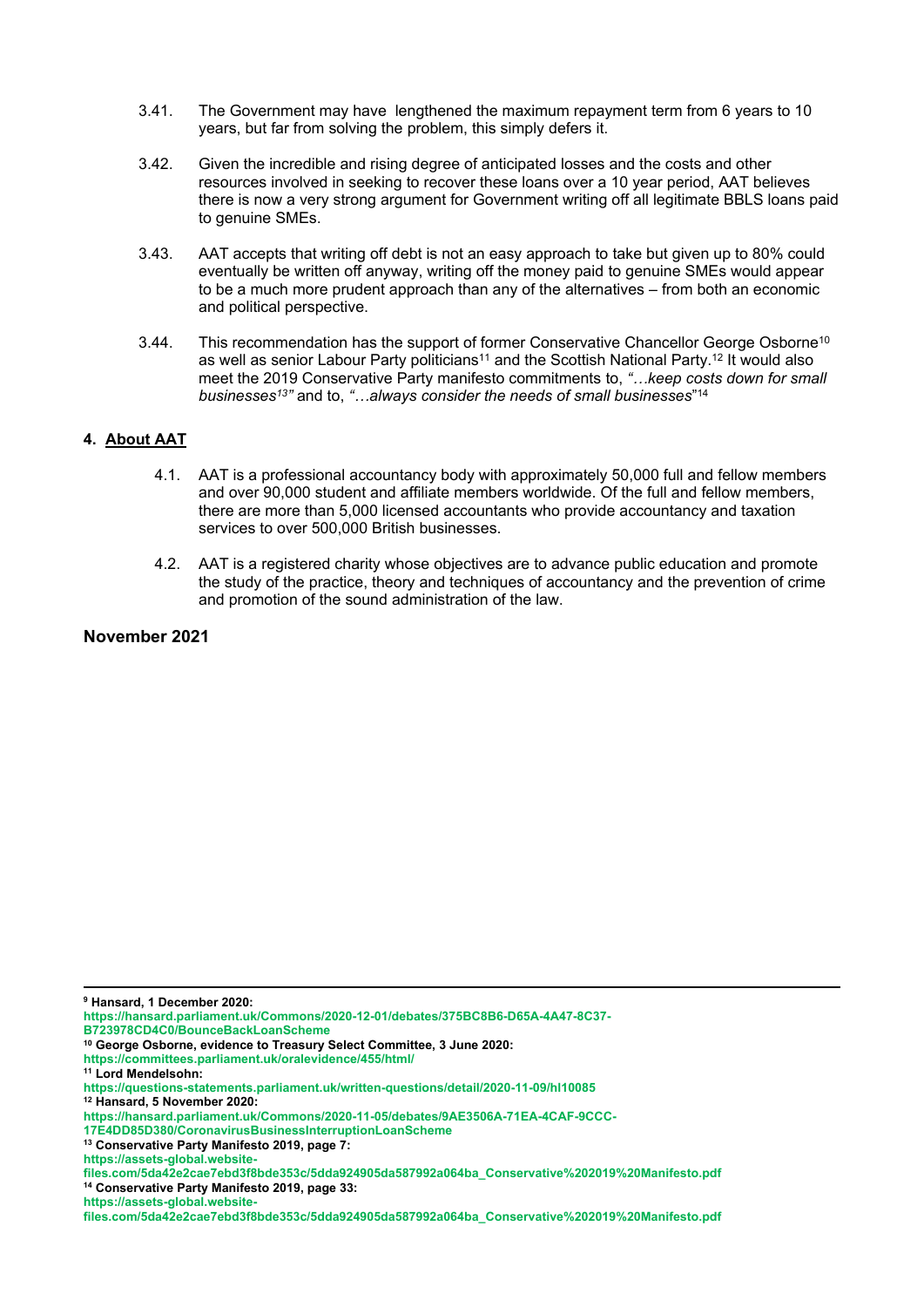3.41. The Government may have lengthened the maximum repayment term from 6 years to 10 years, but far from solving the problem, this simply defers it.

3.42. Given the incredible and rising degree of anticipated losses and the costs and other resources involved in seeking to recover these loans over a 10 year period, AAT believes there is now a very strong argument for Government writing off all legitimate BBLS loans paid to genuine SMEs.

3.43. AAT accepts that writing off debt is not an easy approach to take but given up to 80% could eventually be written off anyway, writing off the money paid to genuine SMEs would appear to be a much more prudent approach than any of the alternatives – from both an economic and political perspective.

3.44. This recommendation has the support of former Conservative Chancellor George Osborne[10] as well as senior Labour Party politicians[11] and the Scottish National Party.[12] It would also meet the 2019 Conservative Party manifesto commitments to, *"…keep costs down for small businesses[13]"* and to, *"…always consider the needs of small businesses*"[14]

## 4. About AAT

4.1. AAT is a professional accountancy body with approximately 50,000 full and fellow members and over 90,000 student and affiliate members worldwide. Of the full and fellow members, there are more than 5,000 licensed accountants who provide accountancy and taxation services to over 500,000 British businesses.

4.2. AAT is a registered charity whose objectives are to advance public education and promote the study of the practice, theory and techniques of accountancy and the prevention of crime and promotion of the sound administration of the law.

**November 2021**

---

[9] **Hansard, 1 December 2020:** https://hansard.parliament.uk/Commons/2020-12-01/debates/375BC8B6-D65A-4A47-8C37-B723978CD4C0/BounceBackLoanScheme

[10] **George Osborne, evidence to Treasury Select Committee, 3 June 2020:** https://committees.parliament.uk/oralevidence/455/html/

[11] **Lord Mendelsohn:** https://questions-statements.parliament.uk/written-questions/detail/2020-11-09/hl10085

[12] **Hansard, 5 November 2020:** https://hansard.parliament.uk/Commons/2020-11-05/debates/9AE3506A-71EA-4CAF-9CCC-17E4DD85D380/CoronavirusBusinessInterruptionLoanScheme

[13] **Conservative Party Manifesto 2019, page 7:** https://assets-global.website-files.com/5da42e2cae7ebd3f8bde353c/5dda924905da587992a064ba_Conservative%202019%20Manifesto.pdf

[14] **Conservative Party Manifesto 2019, page 33:** https://assets-global.website-files.com/5da42e2cae7ebd3f8bde353c/5dda924905da587992a064ba_Conservative%202019%20Manifesto.pdf